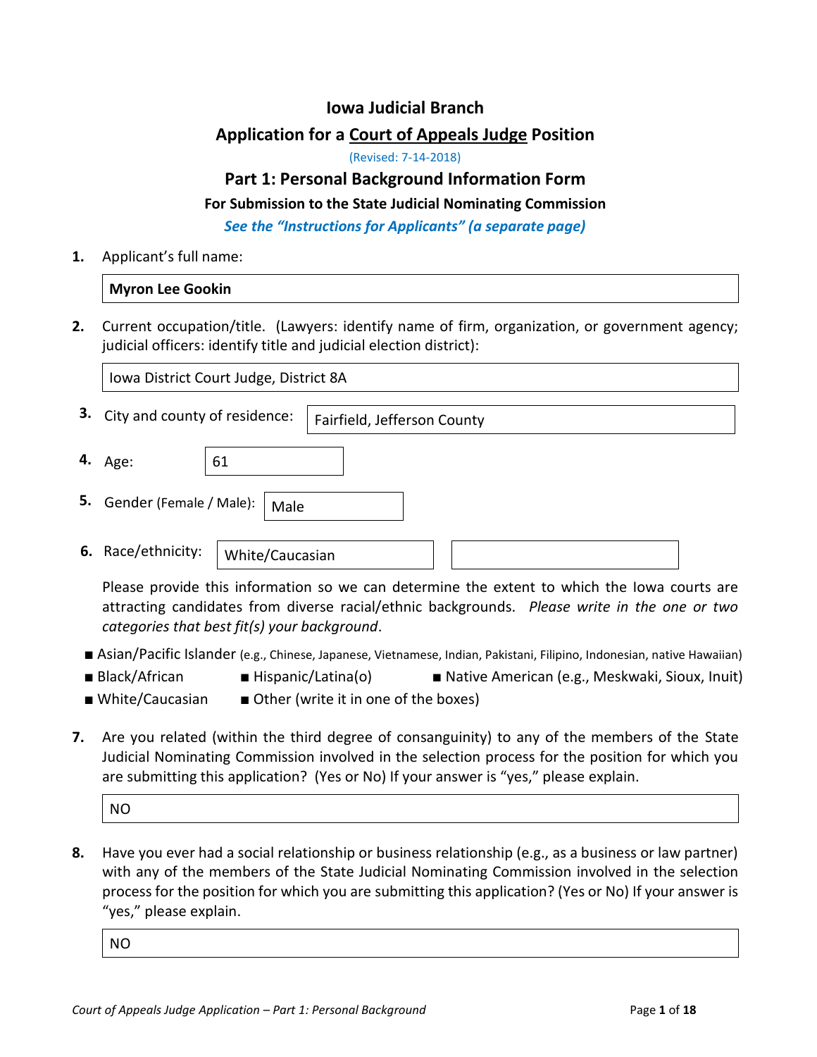# Iowa Judicial Branch

## Application for a <u>Court of Appeals Judge</u> Position

(Revised: 7-14-2018)

## Part 1: Personal Background Information Form

### For Submission to the State Judicial Nominating Commission

***See the "Instructions for Applicants" (a separate page)***

**1.** Applicant's full name:

**Myron Lee Gookin**

**2.** Current occupation/title. (Lawyers: identify name of firm, organization, or government agency; judicial officers: identify title and judicial election district):

Iowa District Court Judge, District 8A

**3.** City and county of residence: Fairfield, Jefferson County

**4.** Age: 61

**5.** Gender (Female / Male): Male

**6.** Race/ethnicity: White/Caucasian

Please provide this information so we can determine the extent to which the Iowa courts are attracting candidates from diverse racial/ethnic backgrounds. *Please write in the one or two categories that best fit(s) your background*.

- Asian/Pacific Islander (e.g., Chinese, Japanese, Vietnamese, Indian, Pakistani, Filipino, Indonesian, native Hawaiian)
- Black/African
- Hispanic/Latina(o)
- Native American (e.g., Meskwaki, Sioux, Inuit)
- White/Caucasian
- Other (write it in one of the boxes)

**7.** Are you related (within the third degree of consanguinity) to any of the members of the State Judicial Nominating Commission involved in the selection process for the position for which you are submitting this application? (Yes or No) If your answer is "yes," please explain.

NO

**8.** Have you ever had a social relationship or business relationship (e.g., as a business or law partner) with any of the members of the State Judicial Nominating Commission involved in the selection process for the position for which you are submitting this application? (Yes or No) If your answer is "yes," please explain.

NO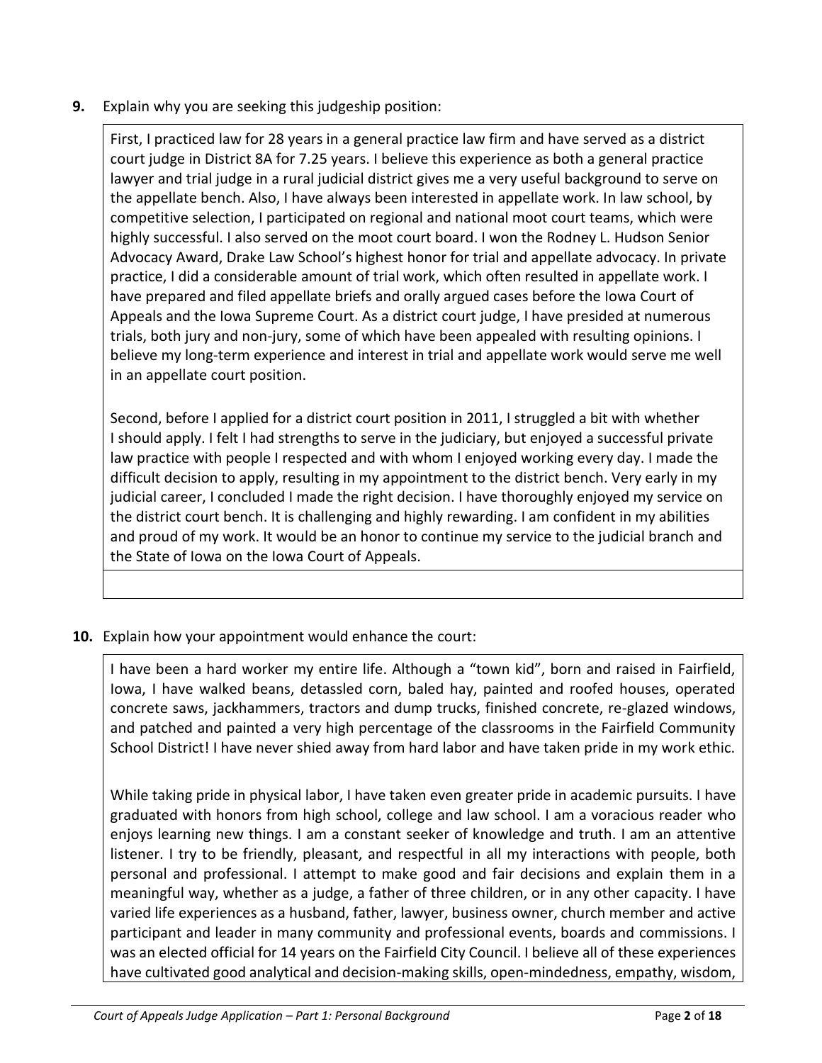**9.** Explain why you are seeking this judgeship position:

First, I practiced law for 28 years in a general practice law firm and have served as a district court judge in District 8A for 7.25 years. I believe this experience as both a general practice lawyer and trial judge in a rural judicial district gives me a very useful background to serve on the appellate bench. Also, I have always been interested in appellate work. In law school, by competitive selection, I participated on regional and national moot court teams, which were highly successful. I also served on the moot court board. I won the Rodney L. Hudson Senior Advocacy Award, Drake Law School's highest honor for trial and appellate advocacy. In private practice, I did a considerable amount of trial work, which often resulted in appellate work. I have prepared and filed appellate briefs and orally argued cases before the Iowa Court of Appeals and the Iowa Supreme Court. As a district court judge, I have presided at numerous trials, both jury and non-jury, some of which have been appealed with resulting opinions. I believe my long-term experience and interest in trial and appellate work would serve me well in an appellate court position.

Second, before I applied for a district court position in 2011, I struggled a bit with whether I should apply. I felt I had strengths to serve in the judiciary, but enjoyed a successful private law practice with people I respected and with whom I enjoyed working every day. I made the difficult decision to apply, resulting in my appointment to the district bench. Very early in my judicial career, I concluded I made the right decision. I have thoroughly enjoyed my service on the district court bench. It is challenging and highly rewarding. I am confident in my abilities and proud of my work. It would be an honor to continue my service to the judicial branch and the State of Iowa on the Iowa Court of Appeals.

**10.** Explain how your appointment would enhance the court:

I have been a hard worker my entire life. Although a "town kid", born and raised in Fairfield, Iowa, I have walked beans, detassled corn, baled hay, painted and roofed houses, operated concrete saws, jackhammers, tractors and dump trucks, finished concrete, re-glazed windows, and patched and painted a very high percentage of the classrooms in the Fairfield Community School District! I have never shied away from hard labor and have taken pride in my work ethic.

While taking pride in physical labor, I have taken even greater pride in academic pursuits. I have graduated with honors from high school, college and law school. I am a voracious reader who enjoys learning new things. I am a constant seeker of knowledge and truth. I am an attentive listener. I try to be friendly, pleasant, and respectful in all my interactions with people, both personal and professional. I attempt to make good and fair decisions and explain them in a meaningful way, whether as a judge, a father of three children, or in any other capacity. I have varied life experiences as a husband, father, lawyer, business owner, church member and active participant and leader in many community and professional events, boards and commissions. I was an elected official for 14 years on the Fairfield City Council. I believe all of these experiences have cultivated good analytical and decision-making skills, open-mindedness, empathy, wisdom,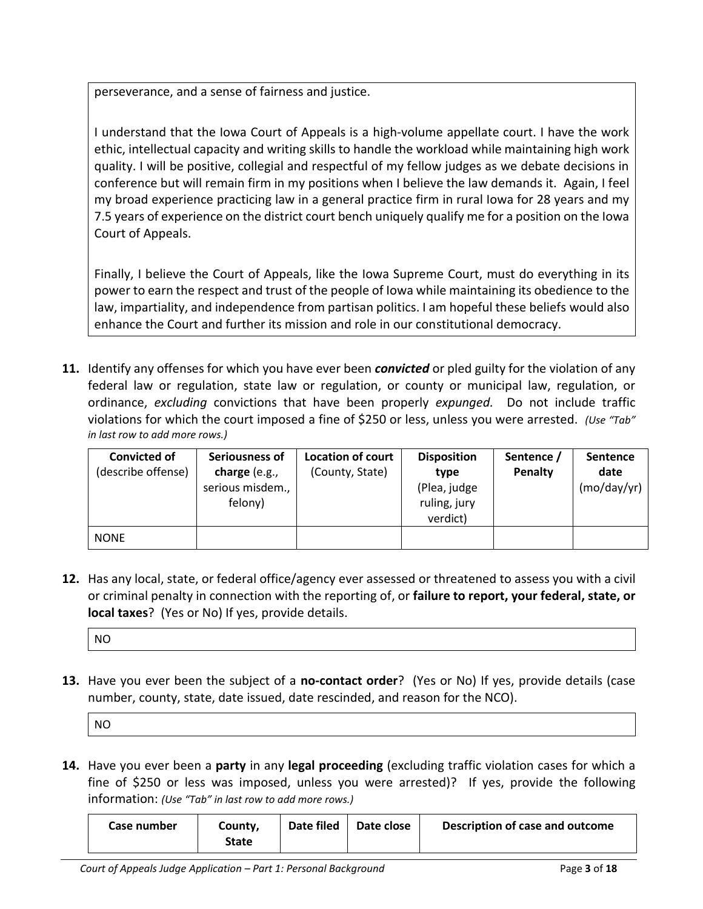perseverance, and a sense of fairness and justice.

I understand that the Iowa Court of Appeals is a high-volume appellate court. I have the work ethic, intellectual capacity and writing skills to handle the workload while maintaining high work quality. I will be positive, collegial and respectful of my fellow judges as we debate decisions in conference but will remain firm in my positions when I believe the law demands it. Again, I feel my broad experience practicing law in a general practice firm in rural Iowa for 28 years and my 7.5 years of experience on the district court bench uniquely qualify me for a position on the Iowa Court of Appeals.

Finally, I believe the Court of Appeals, like the Iowa Supreme Court, must do everything in its power to earn the respect and trust of the people of Iowa while maintaining its obedience to the law, impartiality, and independence from partisan politics. I am hopeful these beliefs would also enhance the Court and further its mission and role in our constitutional democracy.

**11.** Identify any offenses for which you have ever been ***convicted*** or pled guilty for the violation of any federal law or regulation, state law or regulation, or county or municipal law, regulation, or ordinance, *excluding* convictions that have been properly *expunged.* Do not include traffic violations for which the court imposed a fine of $250 or less, unless you were arrested. *(Use "Tab" in last row to add more rows.)*

| **Convicted of** (describe offense) | **Seriousness of charge** (e.g., serious misdem., felony) | **Location of court** (County, State) | **Disposition type** (Plea, judge ruling, jury verdict) | **Sentence / Penalty** | **Sentence date** (mo/day/yr) |
|---|---|---|---|---|---|
| NONE | | | | | |

**12.** Has any local, state, or federal office/agency ever assessed or threatened to assess you with a civil or criminal penalty in connection with the reporting of, or **failure to report, your federal, state, or local taxes**? (Yes or No) If yes, provide details.

NO

**13.** Have you ever been the subject of a **no-contact order**? (Yes or No) If yes, provide details (case number, county, state, date issued, date rescinded, and reason for the NCO).

NO

**14.** Have you ever been a **party** in any **legal proceeding** (excluding traffic violation cases for which a fine of $250 or less was imposed, unless you were arrested)? If yes, provide the following information: *(Use "Tab" in last row to add more rows.)*

| **Case number** | **County, State** | **Date filed** | **Date close** | **Description of case and outcome** |
|---|---|---|---|---|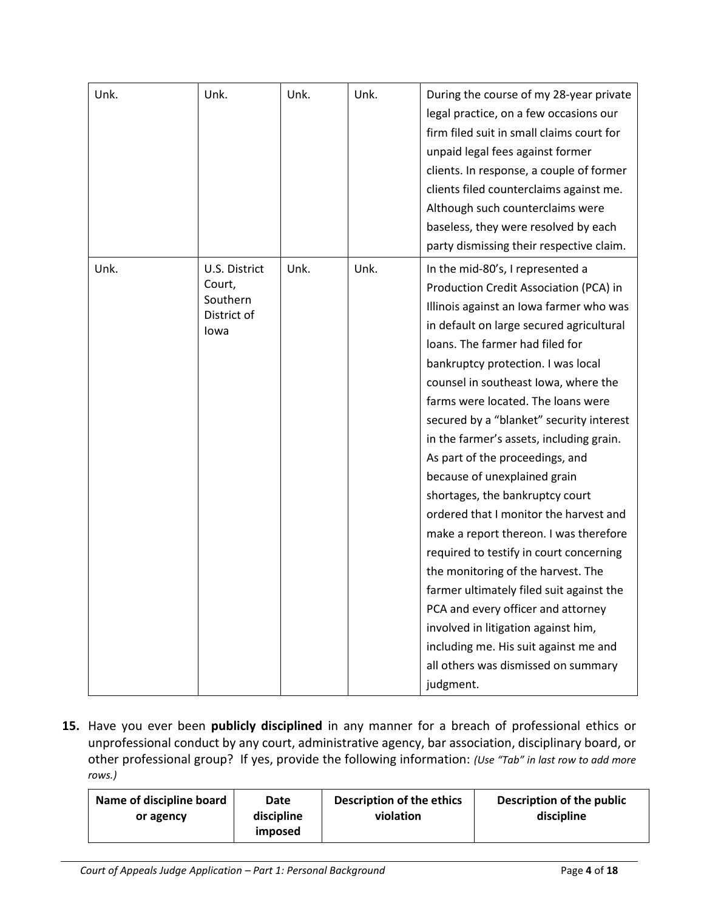| | | | | |
|---|---|---|---|---|
| Unk. | Unk. | Unk. | Unk. | During the course of my 28-year private legal practice, on a few occasions our firm filed suit in small claims court for unpaid legal fees against former clients. In response, a couple of former clients filed counterclaims against me. Although such counterclaims were baseless, they were resolved by each party dismissing their respective claim. |
| Unk. | U.S. District Court, Southern District of Iowa | Unk. | Unk. | In the mid-80's, I represented a Production Credit Association (PCA) in Illinois against an Iowa farmer who was in default on large secured agricultural loans. The farmer had filed for bankruptcy protection. I was local counsel in southeast Iowa, where the farms were located. The loans were secured by a "blanket" security interest in the farmer's assets, including grain. As part of the proceedings, and because of unexplained grain shortages, the bankruptcy court ordered that I monitor the harvest and make a report thereon. I was therefore required to testify in court concerning the monitoring of the harvest. The farmer ultimately filed suit against the PCA and every officer and attorney involved in litigation against him, including me. His suit against me and all others was dismissed on summary judgment. |

**15.** Have you ever been **publicly disciplined** in any manner for a breach of professional ethics or unprofessional conduct by any court, administrative agency, bar association, disciplinary board, or other professional group? If yes, provide the following information: *(Use "Tab" in last row to add more rows.)*

| Name of discipline board or agency | Date discipline imposed | Description of the ethics violation | Description of the public discipline |
|---|---|---|---|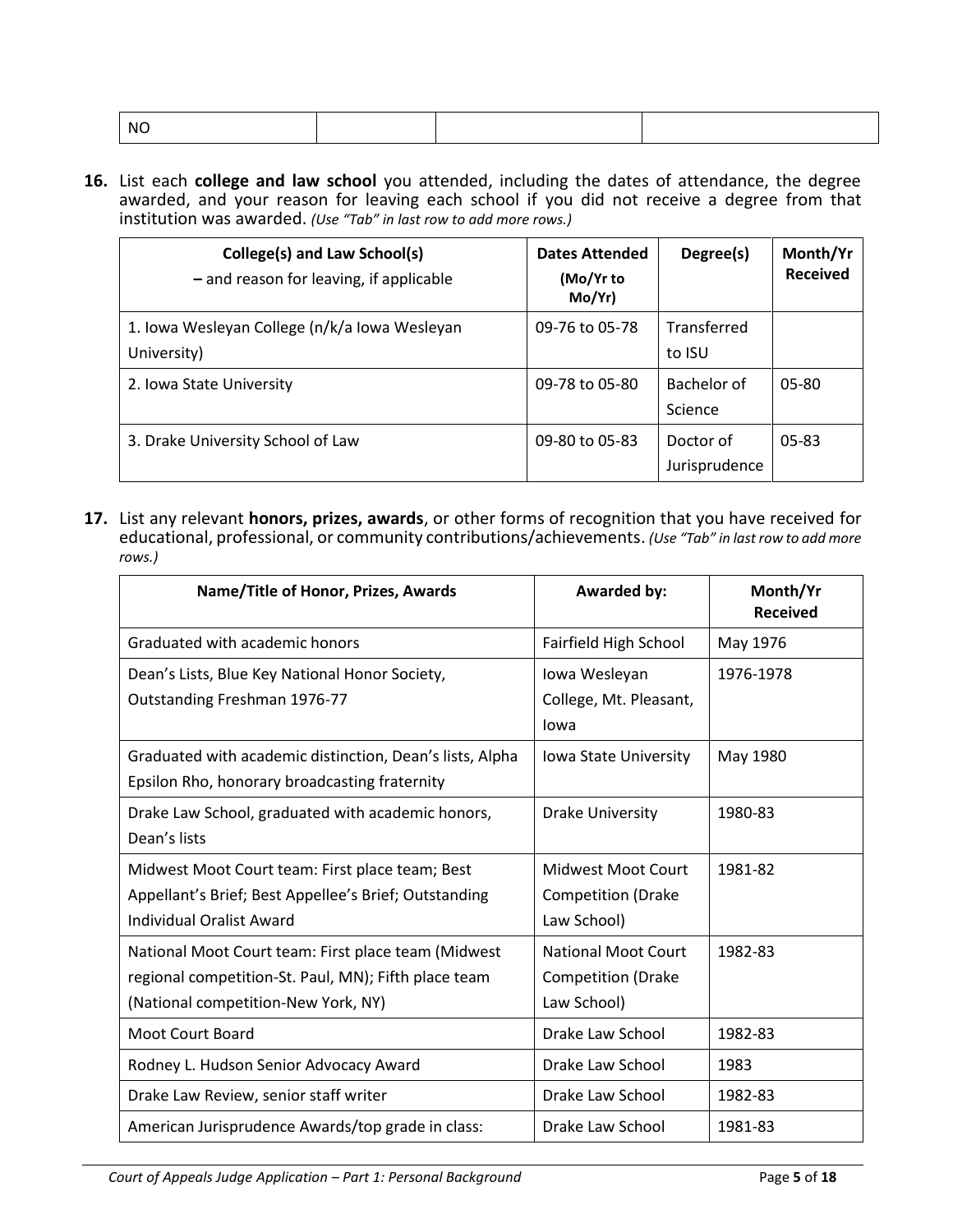| NO | | | |
|---|---|---|---|

**16.** List each **college and law school** you attended, including the dates of attendance, the degree awarded, and your reason for leaving each school if you did not receive a degree from that institution was awarded. *(Use "Tab" in last row to add more rows.)*

| College(s) and Law School(s) – and reason for leaving, if applicable | Dates Attended (Mo/Yr to Mo/Yr) | Degree(s) | Month/Yr Received |
|---|---|---|---|
| 1. Iowa Wesleyan College (n/k/a Iowa Wesleyan University) | 09-76 to 05-78 | Transferred to ISU | |
| 2. Iowa State University | 09-78 to 05-80 | Bachelor of Science | 05-80 |
| 3. Drake University School of Law | 09-80 to 05-83 | Doctor of Jurisprudence | 05-83 |

**17.** List any relevant **honors, prizes, awards**, or other forms of recognition that you have received for educational, professional, or community contributions/achievements. *(Use "Tab" in last row to add more rows.)*

| Name/Title of Honor, Prizes, Awards | Awarded by: | Month/Yr Received |
|---|---|---|
| Graduated with academic honors | Fairfield High School | May 1976 |
| Dean's Lists, Blue Key National Honor Society, Outstanding Freshman 1976-77 | Iowa Wesleyan College, Mt. Pleasant, Iowa | 1976-1978 |
| Graduated with academic distinction, Dean's lists, Alpha Epsilon Rho, honorary broadcasting fraternity | Iowa State University | May 1980 |
| Drake Law School, graduated with academic honors, Dean's lists | Drake University | 1980-83 |
| Midwest Moot Court team: First place team; Best Appellant's Brief; Best Appellee's Brief; Outstanding Individual Oralist Award | Midwest Moot Court Competition (Drake Law School) | 1981-82 |
| National Moot Court team: First place team (Midwest regional competition-St. Paul, MN); Fifth place team (National competition-New York, NY) | National Moot Court Competition (Drake Law School) | 1982-83 |
| Moot Court Board | Drake Law School | 1982-83 |
| Rodney L. Hudson Senior Advocacy Award | Drake Law School | 1983 |
| Drake Law Review, senior staff writer | Drake Law School | 1982-83 |
| American Jurisprudence Awards/top grade in class: | Drake Law School | 1981-83 |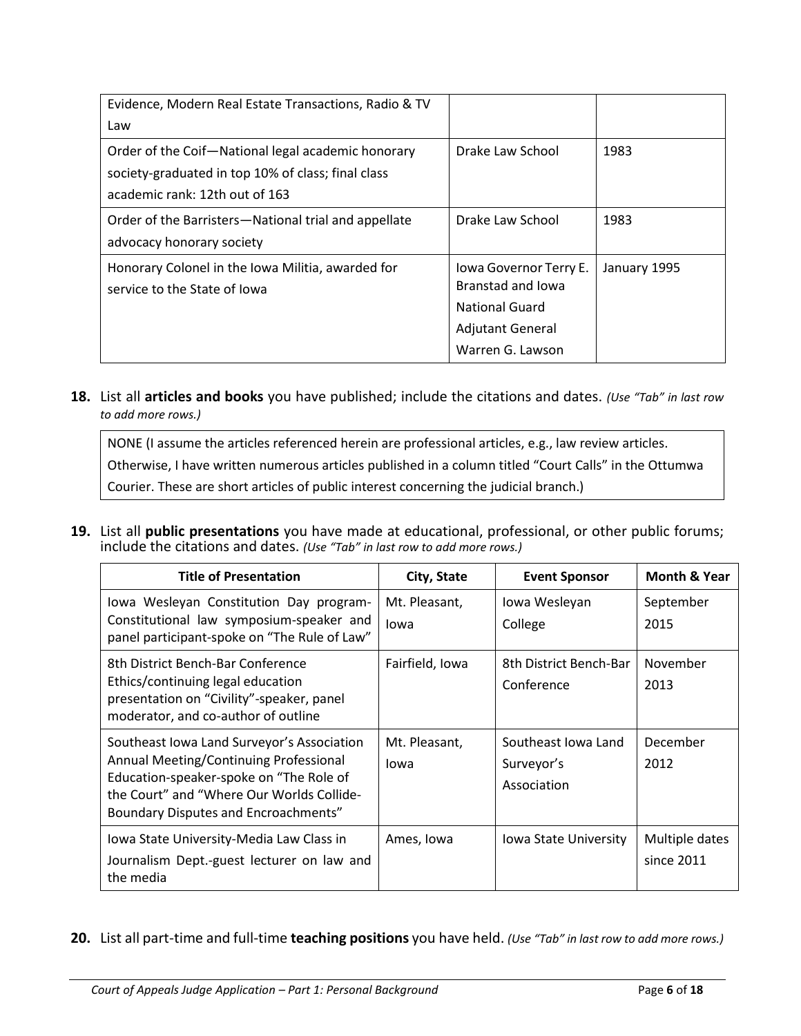| | | |
|---|---|---|
| Evidence, Modern Real Estate Transactions, Radio & TV Law | | |
| Order of the Coif—National legal academic honorary society-graduated in top 10% of class; final class academic rank: 12th out of 163 | Drake Law School | 1983 |
| Order of the Barristers—National trial and appellate advocacy honorary society | Drake Law School | 1983 |
| Honorary Colonel in the Iowa Militia, awarded for service to the State of Iowa | Iowa Governor Terry E. Branstad and Iowa National Guard Adjutant General Warren G. Lawson | January 1995 |

**18.** List all **articles and books** you have published; include the citations and dates. *(Use "Tab" in last row to add more rows.)*

| |
|---|
| NONE (I assume the articles referenced herein are professional articles, e.g., law review articles. Otherwise, I have written numerous articles published in a column titled "Court Calls" in the Ottumwa Courier. These are short articles of public interest concerning the judicial branch.) |

**19.** List all **public presentations** you have made at educational, professional, or other public forums; include the citations and dates. *(Use "Tab" in last row to add more rows.)*

| Title of Presentation | City, State | Event Sponsor | Month & Year |
|---|---|---|---|
| Iowa Wesleyan Constitution Day program-Constitutional law symposium-speaker and panel participant-spoke on "The Rule of Law" | Mt. Pleasant, Iowa | Iowa Wesleyan College | September 2015 |
| 8th District Bench-Bar Conference Ethics/continuing legal education presentation on "Civility"-speaker, panel moderator, and co-author of outline | Fairfield, Iowa | 8th District Bench-Bar Conference | November 2013 |
| Southeast Iowa Land Surveyor's Association Annual Meeting/Continuing Professional Education-speaker-spoke on "The Role of the Court" and "Where Our Worlds Collide-Boundary Disputes and Encroachments" | Mt. Pleasant, Iowa | Southeast Iowa Land Surveyor's Association | December 2012 |
| Iowa State University-Media Law Class in Journalism Dept.-guest lecturer on law and the media | Ames, Iowa | Iowa State University | Multiple dates since 2011 |

**20.** List all part-time and full-time **teaching positions** you have held. *(Use "Tab" in last row to add more rows.)*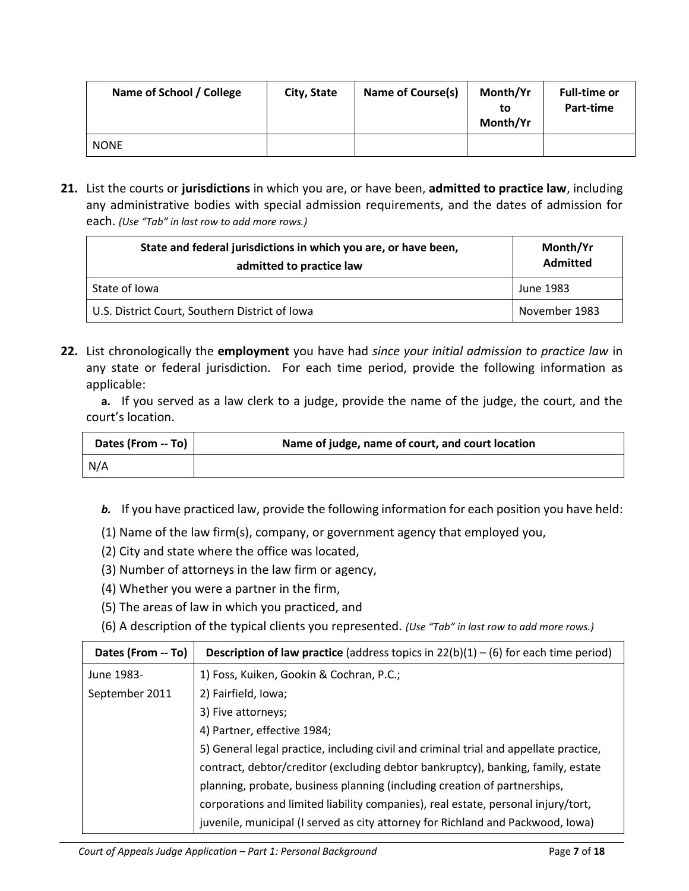| Name of School / College | City, State | Name of Course(s) | Month/Yr to Month/Yr | Full-time or Part-time |
|---|---|---|---|---|
| NONE | | | | |

**21.** List the courts or **jurisdictions** in which you are, or have been, **admitted to practice law**, including any administrative bodies with special admission requirements, and the dates of admission for each. *(Use "Tab" in last row to add more rows.)*

| State and federal jurisdictions in which you are, or have been, admitted to practice law | Month/Yr Admitted |
|---|---|
| State of Iowa | June 1983 |
| U.S. District Court, Southern District of Iowa | November 1983 |

**22.** List chronologically the **employment** you have had *since your initial admission to practice law* in any state or federal jurisdiction. For each time period, provide the following information as applicable:

**a.** If you served as a law clerk to a judge, provide the name of the judge, the court, and the court's location.

| Dates (From -- To) | Name of judge, name of court, and court location |
|---|---|
| N/A | |

***b.*** If you have practiced law, provide the following information for each position you have held:

(1) Name of the law firm(s), company, or government agency that employed you,
(2) City and state where the office was located,
(3) Number of attorneys in the law firm or agency,
(4) Whether you were a partner in the firm,
(5) The areas of law in which you practiced, and
(6) A description of the typical clients you represented. *(Use "Tab" in last row to add more rows.)*

| Dates (From -- To) | **Description of law practice** (address topics in 22(b)(1) – (6) for each time period) |
|---|---|
| June 1983- September 2011 | 1) Foss, Kuiken, Gookin & Cochran, P.C.; 2) Fairfield, Iowa; 3) Five attorneys; 4) Partner, effective 1984; 5) General legal practice, including civil and criminal trial and appellate practice, contract, debtor/creditor (excluding debtor bankruptcy), banking, family, estate planning, probate, business planning (including creation of partnerships, corporations and limited liability companies), real estate, personal injury/tort, juvenile, municipal (I served as city attorney for Richland and Packwood, Iowa) |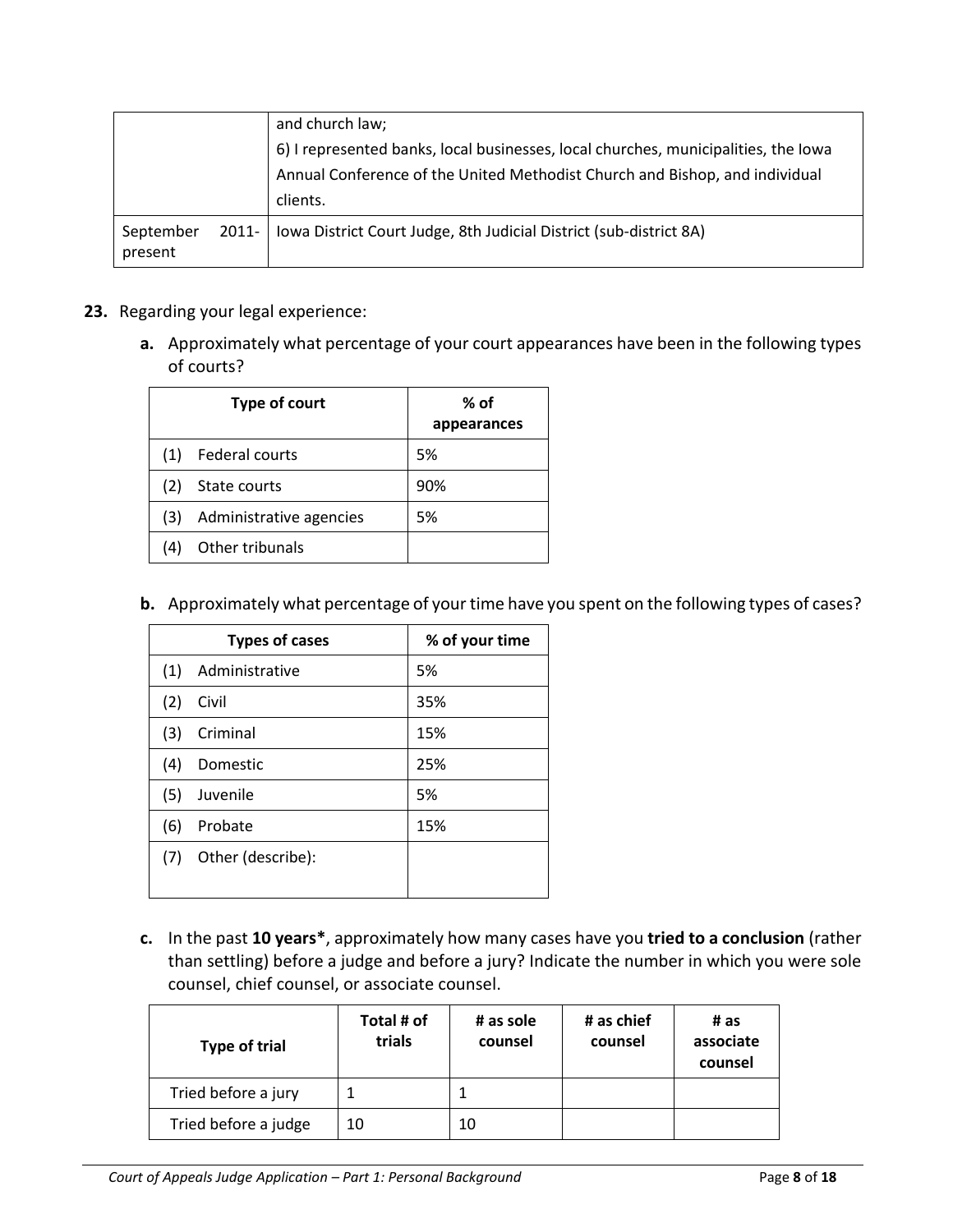| | |
|---|---|
| | and church law;<br>6) I represented banks, local businesses, local churches, municipalities, the Iowa Annual Conference of the United Methodist Church and Bishop, and individual clients. |
| September 2011-present | Iowa District Court Judge, 8th Judicial District (sub-district 8A) |

**23.** Regarding your legal experience:

**a.** Approximately what percentage of your court appearances have been in the following types of courts?

| Type of court | % of appearances |
|---|---|
| (1) Federal courts | 5% |
| (2) State courts | 90% |
| (3) Administrative agencies | 5% |
| (4) Other tribunals | |

**b.** Approximately what percentage of your time have you spent on the following types of cases?

| Types of cases | % of your time |
|---|---|
| (1) Administrative | 5% |
| (2) Civil | 35% |
| (3) Criminal | 15% |
| (4) Domestic | 25% |
| (5) Juvenile | 5% |
| (6) Probate | 15% |
| (7) Other (describe): | |

**c.** In the past **10 years***, approximately how many cases have you **tried to a conclusion** (rather than settling) before a judge and before a jury? Indicate the number in which you were sole counsel, chief counsel, or associate counsel.

| Type of trial | Total # of trials | # as sole counsel | # as chief counsel | # as associate counsel |
|---|---|---|---|---|
| Tried before a jury | 1 | 1 | | |
| Tried before a judge | 10 | 10 | | |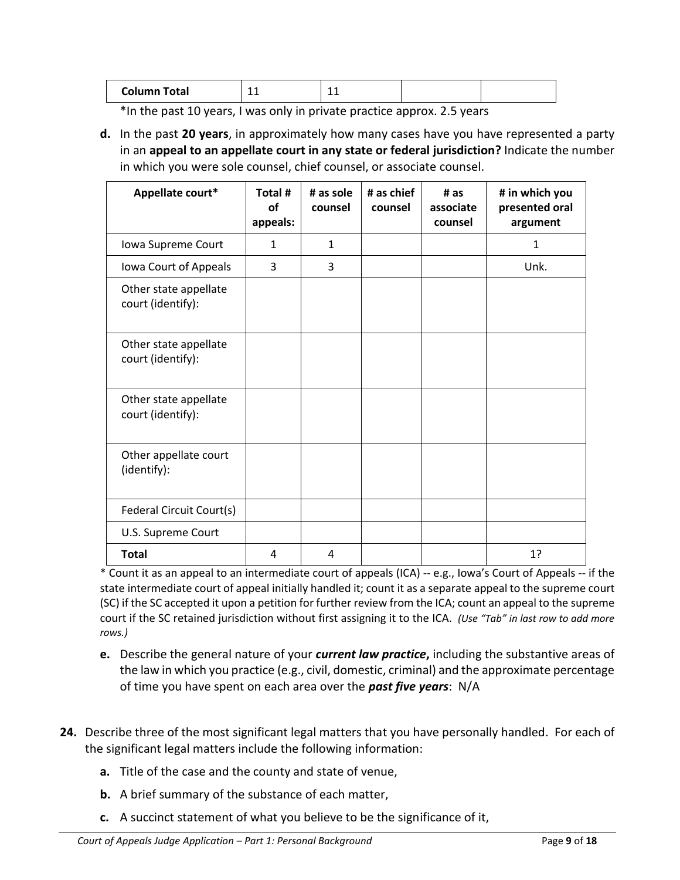| Column Total | 11 | 11 | | |
|---|---|---|---|---|

*In the past 10 years, I was only in private practice approx. 2.5 years

**d.** In the past **20 years**, in approximately how many cases have you have represented a party in an **appeal to an appellate court in any state or federal jurisdiction?** Indicate the number in which you were sole counsel, chief counsel, or associate counsel.

| Appellate court* | Total # of appeals: | # as sole counsel | # as chief counsel | # as associate counsel | # in which you presented oral argument |
|---|---|---|---|---|---|
| Iowa Supreme Court | 1 | 1 | | | 1 |
| Iowa Court of Appeals | 3 | 3 | | | Unk. |
| Other state appellate court (identify): | | | | | |
| Other state appellate court (identify): | | | | | |
| Other state appellate court (identify): | | | | | |
| Other appellate court (identify): | | | | | |
| Federal Circuit Court(s) | | | | | |
| U.S. Supreme Court | | | | | |
| **Total** | 4 | 4 | | | 1? |

* Count it as an appeal to an intermediate court of appeals (ICA) -- e.g., Iowa's Court of Appeals -- if the state intermediate court of appeal initially handled it; count it as a separate appeal to the supreme court (SC) if the SC accepted it upon a petition for further review from the ICA; count an appeal to the supreme court if the SC retained jurisdiction without first assigning it to the ICA. *(Use "Tab" in last row to add more rows.)*

**e.** Describe the general nature of your ***current law practice*,** including the substantive areas of the law in which you practice (e.g., civil, domestic, criminal) and the approximate percentage of time you have spent on each area over the ***past five years***: N/A

**24.** Describe three of the most significant legal matters that you have personally handled. For each of the significant legal matters include the following information:

**a.** Title of the case and the county and state of venue,

**b.** A brief summary of the substance of each matter,

**c.** A succinct statement of what you believe to be the significance of it,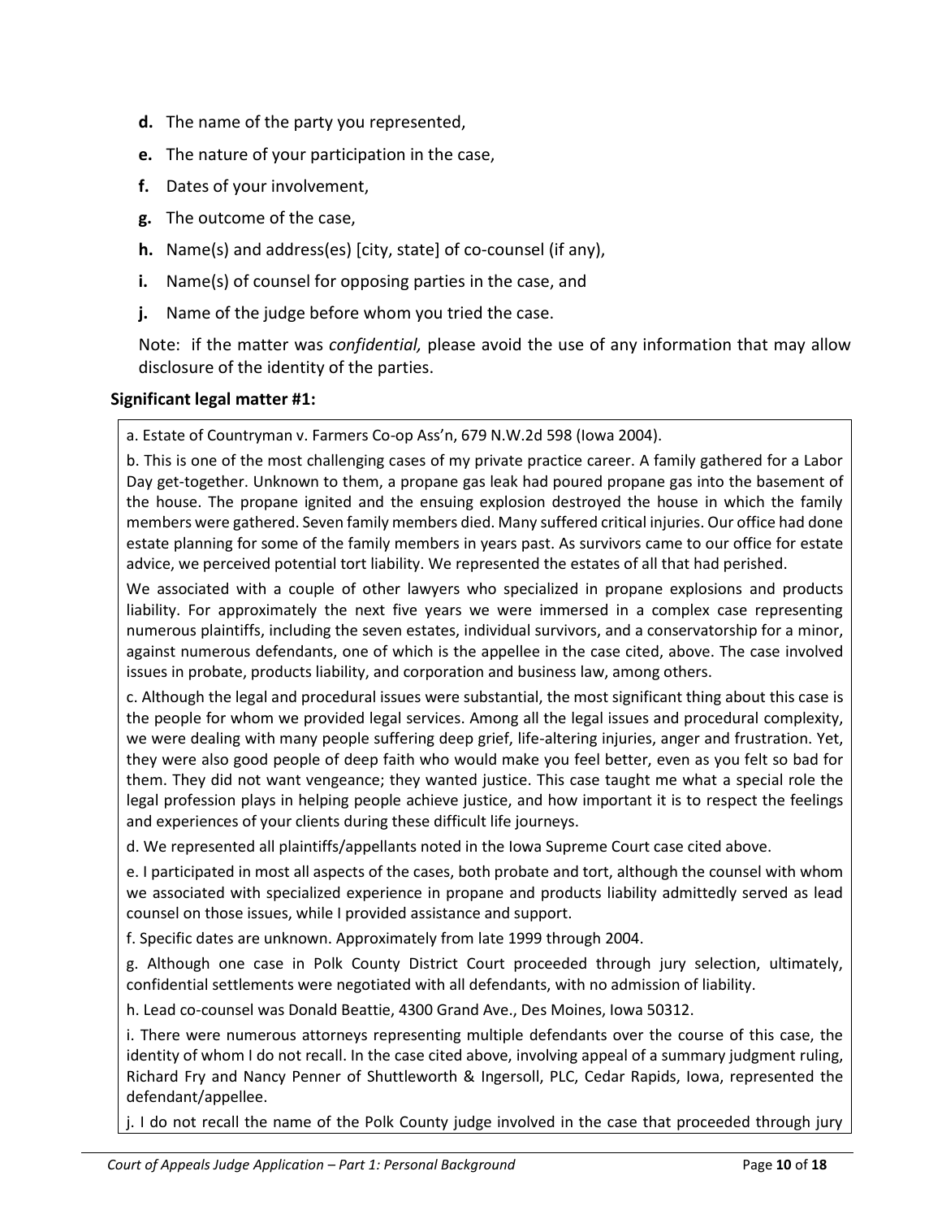**d.** The name of the party you represented,

**e.** The nature of your participation in the case,

**f.** Dates of your involvement,

**g.** The outcome of the case,

**h.** Name(s) and address(es) [city, state] of co-counsel (if any),

**i.** Name(s) of counsel for opposing parties in the case, and

**j.** Name of the judge before whom you tried the case.

Note: if the matter was *confidential,* please avoid the use of any information that may allow disclosure of the identity of the parties.

**Significant legal matter #1:**

a. Estate of Countryman v. Farmers Co-op Ass'n, 679 N.W.2d 598 (Iowa 2004).

b. This is one of the most challenging cases of my private practice career. A family gathered for a Labor Day get-together. Unknown to them, a propane gas leak had poured propane gas into the basement of the house. The propane ignited and the ensuing explosion destroyed the house in which the family members were gathered. Seven family members died. Many suffered critical injuries. Our office had done estate planning for some of the family members in years past. As survivors came to our office for estate advice, we perceived potential tort liability. We represented the estates of all that had perished.

We associated with a couple of other lawyers who specialized in propane explosions and products liability. For approximately the next five years we were immersed in a complex case representing numerous plaintiffs, including the seven estates, individual survivors, and a conservatorship for a minor, against numerous defendants, one of which is the appellee in the case cited, above. The case involved issues in probate, products liability, and corporation and business law, among others.

c. Although the legal and procedural issues were substantial, the most significant thing about this case is the people for whom we provided legal services. Among all the legal issues and procedural complexity, we were dealing with many people suffering deep grief, life-altering injuries, anger and frustration. Yet, they were also good people of deep faith who would make you feel better, even as you felt so bad for them. They did not want vengeance; they wanted justice. This case taught me what a special role the legal profession plays in helping people achieve justice, and how important it is to respect the feelings and experiences of your clients during these difficult life journeys.

d. We represented all plaintiffs/appellants noted in the Iowa Supreme Court case cited above.

e. I participated in most all aspects of the cases, both probate and tort, although the counsel with whom we associated with specialized experience in propane and products liability admittedly served as lead counsel on those issues, while I provided assistance and support.

f. Specific dates are unknown. Approximately from late 1999 through 2004.

g. Although one case in Polk County District Court proceeded through jury selection, ultimately, confidential settlements were negotiated with all defendants, with no admission of liability.

h. Lead co-counsel was Donald Beattie, 4300 Grand Ave., Des Moines, Iowa 50312.

i. There were numerous attorneys representing multiple defendants over the course of this case, the identity of whom I do not recall. In the case cited above, involving appeal of a summary judgment ruling, Richard Fry and Nancy Penner of Shuttleworth & Ingersoll, PLC, Cedar Rapids, Iowa, represented the defendant/appellee.

j. I do not recall the name of the Polk County judge involved in the case that proceeded through jury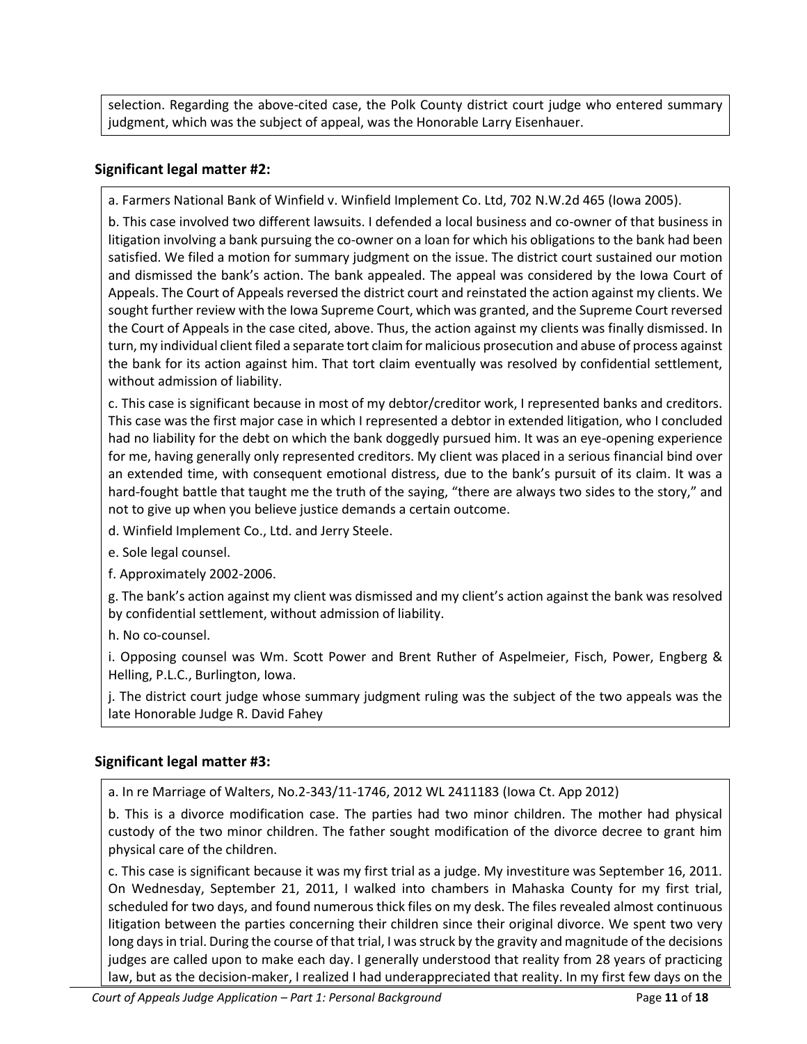selection. Regarding the above-cited case, the Polk County district court judge who entered summary judgment, which was the subject of appeal, was the Honorable Larry Eisenhauer.

### Significant legal matter #2:

a. Farmers National Bank of Winfield v. Winfield Implement Co. Ltd, 702 N.W.2d 465 (Iowa 2005).

b. This case involved two different lawsuits. I defended a local business and co-owner of that business in litigation involving a bank pursuing the co-owner on a loan for which his obligations to the bank had been satisfied. We filed a motion for summary judgment on the issue. The district court sustained our motion and dismissed the bank's action. The bank appealed. The appeal was considered by the Iowa Court of Appeals. The Court of Appeals reversed the district court and reinstated the action against my clients. We sought further review with the Iowa Supreme Court, which was granted, and the Supreme Court reversed the Court of Appeals in the case cited, above. Thus, the action against my clients was finally dismissed. In turn, my individual client filed a separate tort claim for malicious prosecution and abuse of process against the bank for its action against him. That tort claim eventually was resolved by confidential settlement, without admission of liability.

c. This case is significant because in most of my debtor/creditor work, I represented banks and creditors. This case was the first major case in which I represented a debtor in extended litigation, who I concluded had no liability for the debt on which the bank doggedly pursued him. It was an eye-opening experience for me, having generally only represented creditors. My client was placed in a serious financial bind over an extended time, with consequent emotional distress, due to the bank's pursuit of its claim. It was a hard-fought battle that taught me the truth of the saying, "there are always two sides to the story," and not to give up when you believe justice demands a certain outcome.

d. Winfield Implement Co., Ltd. and Jerry Steele.

e. Sole legal counsel.

f. Approximately 2002-2006.

g. The bank's action against my client was dismissed and my client's action against the bank was resolved by confidential settlement, without admission of liability.

h. No co-counsel.

i. Opposing counsel was Wm. Scott Power and Brent Ruther of Aspelmeier, Fisch, Power, Engberg & Helling, P.L.C., Burlington, Iowa.

j. The district court judge whose summary judgment ruling was the subject of the two appeals was the late Honorable Judge R. David Fahey

### Significant legal matter #3:

a. In re Marriage of Walters, No.2-343/11-1746, 2012 WL 2411183 (Iowa Ct. App 2012)

b. This is a divorce modification case. The parties had two minor children. The mother had physical custody of the two minor children. The father sought modification of the divorce decree to grant him physical care of the children.

c. This case is significant because it was my first trial as a judge. My investiture was September 16, 2011. On Wednesday, September 21, 2011, I walked into chambers in Mahaska County for my first trial, scheduled for two days, and found numerous thick files on my desk. The files revealed almost continuous litigation between the parties concerning their children since their original divorce. We spent two very long days in trial. During the course of that trial, I was struck by the gravity and magnitude of the decisions judges are called upon to make each day. I generally understood that reality from 28 years of practicing law, but as the decision-maker, I realized I had underappreciated that reality. In my first few days on the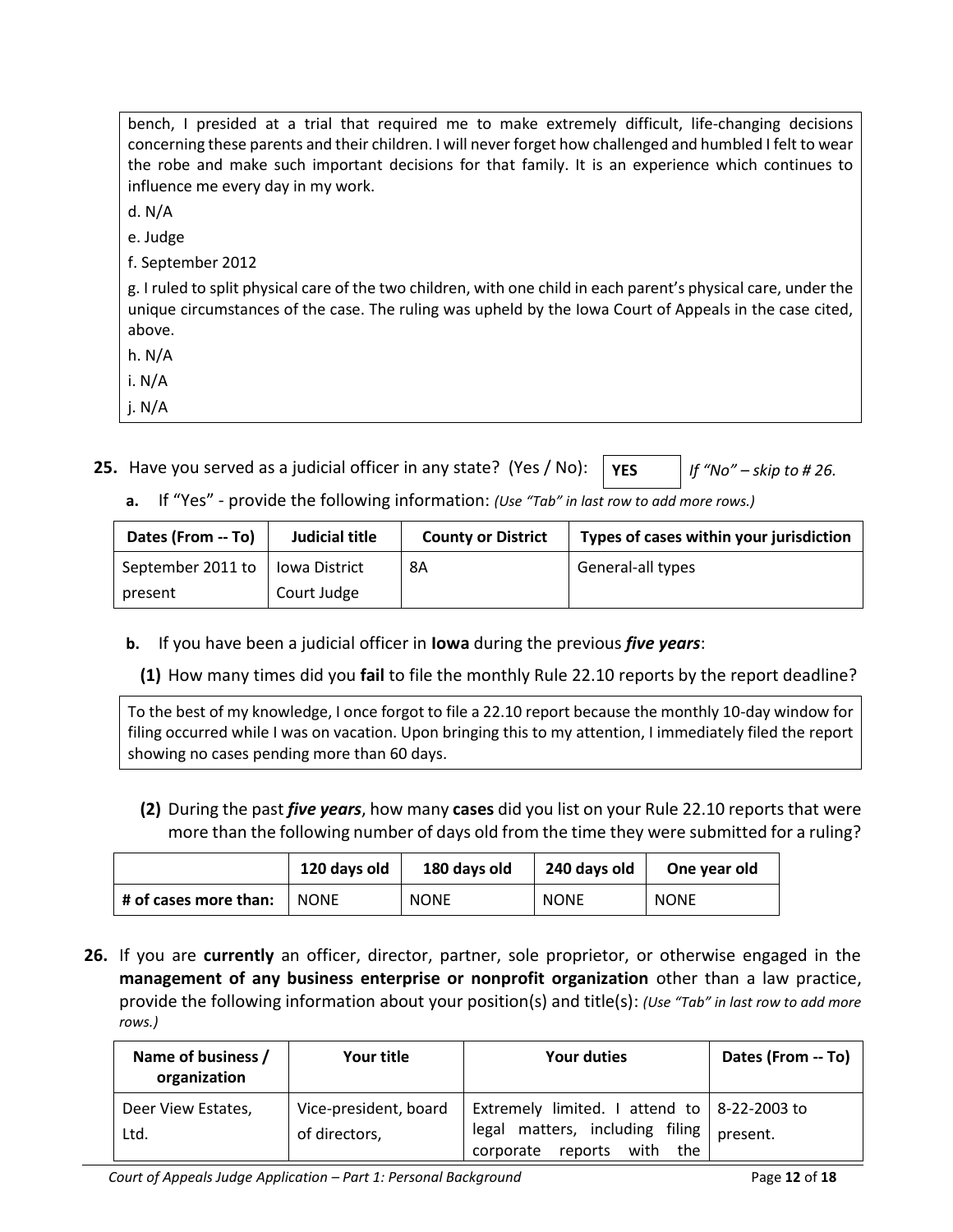bench, I presided at a trial that required me to make extremely difficult, life-changing decisions concerning these parents and their children. I will never forget how challenged and humbled I felt to wear the robe and make such important decisions for that family. It is an experience which continues to influence me every day in my work.

d. N/A

e. Judge

f. September 2012

g. I ruled to split physical care of the two children, with one child in each parent's physical care, under the unique circumstances of the case. The ruling was upheld by the Iowa Court of Appeals in the case cited, above.

h. N/A

i. N/A

j. N/A

**25.** Have you served as a judicial officer in any state? (Yes / No): **YES** *If "No" – skip to # 26.*

**a.** If "Yes" - provide the following information: *(Use "Tab" in last row to add more rows.)*

| Dates (From -- To) | Judicial title | County or District | Types of cases within your jurisdiction |
|---|---|---|---|
| September 2011 to present | Iowa District Court Judge | 8A | General-all types |

**b.** If you have been a judicial officer in **Iowa** during the previous ***five years***:

**(1)** How many times did you **fail** to file the monthly Rule 22.10 reports by the report deadline?

To the best of my knowledge, I once forgot to file a 22.10 report because the monthly 10-day window for filing occurred while I was on vacation. Upon bringing this to my attention, I immediately filed the report showing no cases pending more than 60 days.

**(2)** During the past ***five years***, how many **cases** did you list on your Rule 22.10 reports that were more than the following number of days old from the time they were submitted for a ruling?

| | 120 days old | 180 days old | 240 days old | One year old |
|---|---|---|---|---|
| # of cases more than: | NONE | NONE | NONE | NONE |

**26.** If you are **currently** an officer, director, partner, sole proprietor, or otherwise engaged in the **management of any business enterprise or nonprofit organization** other than a law practice, provide the following information about your position(s) and title(s): *(Use "Tab" in last row to add more rows.)*

| Name of business / organization | Your title | Your duties | Dates (From -- To) |
|---|---|---|---|
| Deer View Estates, Ltd. | Vice-president, board of directors, | Extremely limited. I attend to legal matters, including filing corporate reports with the | 8-22-2003 to present. |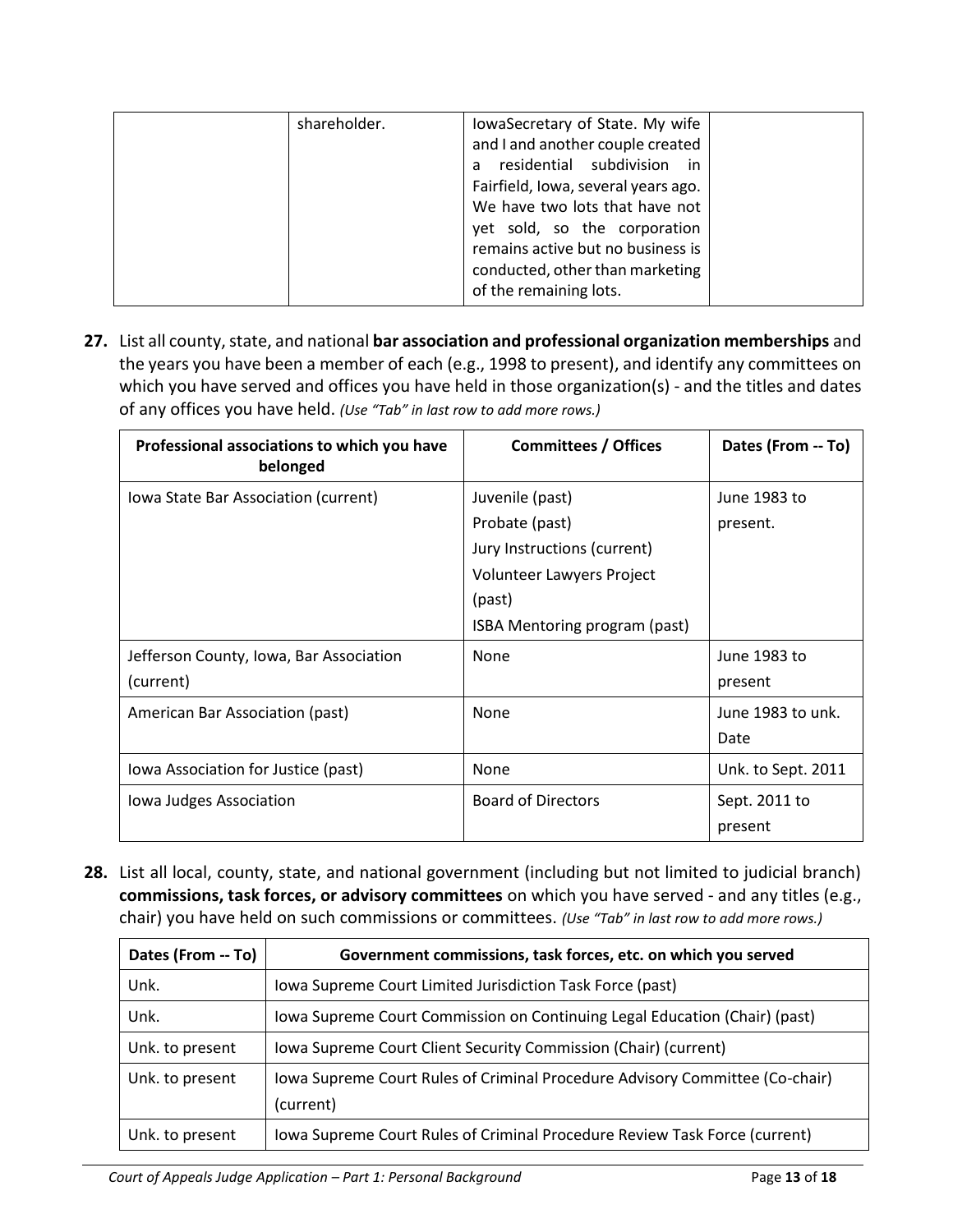|  | shareholder. | IowaSecretary of State. My wife and I and another couple created a residential subdivision in Fairfield, Iowa, several years ago. We have two lots that have not yet sold, so the corporation remains active but no business is conducted, other than marketing of the remaining lots. |  |
|---|---|---|---|

**27.** List all county, state, and national **bar association and professional organization memberships** and the years you have been a member of each (e.g., 1998 to present), and identify any committees on which you have served and offices you have held in those organization(s) - and the titles and dates of any offices you have held. *(Use "Tab" in last row to add more rows.)*

| Professional associations to which you have belonged | Committees / Offices | Dates (From -- To) |
|---|---|---|
| Iowa State Bar Association (current) | Juvenile (past)<br>Probate (past)<br>Jury Instructions (current)<br>Volunteer Lawyers Project (past)<br>ISBA Mentoring program (past) | June 1983 to present. |
| Jefferson County, Iowa, Bar Association (current) | None | June 1983 to present |
| American Bar Association (past) | None | June 1983 to unk. Date |
| Iowa Association for Justice (past) | None | Unk. to Sept. 2011 |
| Iowa Judges Association | Board of Directors | Sept. 2011 to present |

**28.** List all local, county, state, and national government (including but not limited to judicial branch) **commissions, task forces, or advisory committees** on which you have served - and any titles (e.g., chair) you have held on such commissions or committees. *(Use "Tab" in last row to add more rows.)*

| Dates (From -- To) | Government commissions, task forces, etc. on which you served |
|---|---|
| Unk. | Iowa Supreme Court Limited Jurisdiction Task Force (past) |
| Unk. | Iowa Supreme Court Commission on Continuing Legal Education (Chair) (past) |
| Unk. to present | Iowa Supreme Court Client Security Commission (Chair) (current) |
| Unk. to present | Iowa Supreme Court Rules of Criminal Procedure Advisory Committee (Co-chair) (current) |
| Unk. to present | Iowa Supreme Court Rules of Criminal Procedure Review Task Force (current) |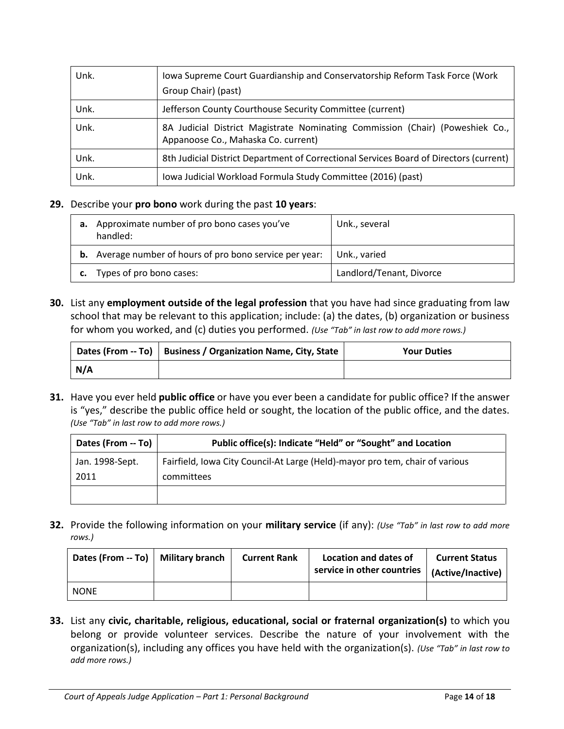| | |
|---|---|
| Unk. | Iowa Supreme Court Guardianship and Conservatorship Reform Task Force (Work Group Chair) (past) |
| Unk. | Jefferson County Courthouse Security Committee (current) |
| Unk. | 8A Judicial District Magistrate Nominating Commission (Chair) (Poweshiek Co., Appanoose Co., Mahaska Co. current) |
| Unk. | 8th Judicial District Department of Correctional Services Board of Directors (current) |
| Unk. | Iowa Judicial Workload Formula Study Committee (2016) (past) |

**29.** Describe your **pro bono** work during the past **10 years**:

| | |
|---|---|
| **a.** Approximate number of pro bono cases you've handled: | Unk., several |
| **b.** Average number of hours of pro bono service per year: | Unk., varied |
| **c.** Types of pro bono cases: | Landlord/Tenant, Divorce |

**30.** List any **employment outside of the legal profession** that you have had since graduating from law school that may be relevant to this application; include: (a) the dates, (b) organization or business for whom you worked, and (c) duties you performed. *(Use "Tab" in last row to add more rows.)*

| Dates (From -- To) | Business / Organization Name, City, State | Your Duties |
|---|---|---|
| N/A | | |

**31.** Have you ever held **public office** or have you ever been a candidate for public office? If the answer is "yes," describe the public office held or sought, the location of the public office, and the dates. *(Use "Tab" in last row to add more rows.)*

| Dates (From -- To) | Public office(s): Indicate "Held" or "Sought" and Location |
|---|---|
| Jan. 1998-Sept. 2011 | Fairfield, Iowa City Council-At Large (Held)-mayor pro tem, chair of various committees |
| | |

**32.** Provide the following information on your **military service** (if any): *(Use "Tab" in last row to add more rows.)*

| Dates (From -- To) | Military branch | Current Rank | Location and dates of service in other countries | Current Status (Active/Inactive) |
|---|---|---|---|---|
| NONE | | | | |

**33.** List any **civic, charitable, religious, educational, social or fraternal organization(s)** to which you belong or provide volunteer services. Describe the nature of your involvement with the organization(s), including any offices you have held with the organization(s). *(Use "Tab" in last row to add more rows.)*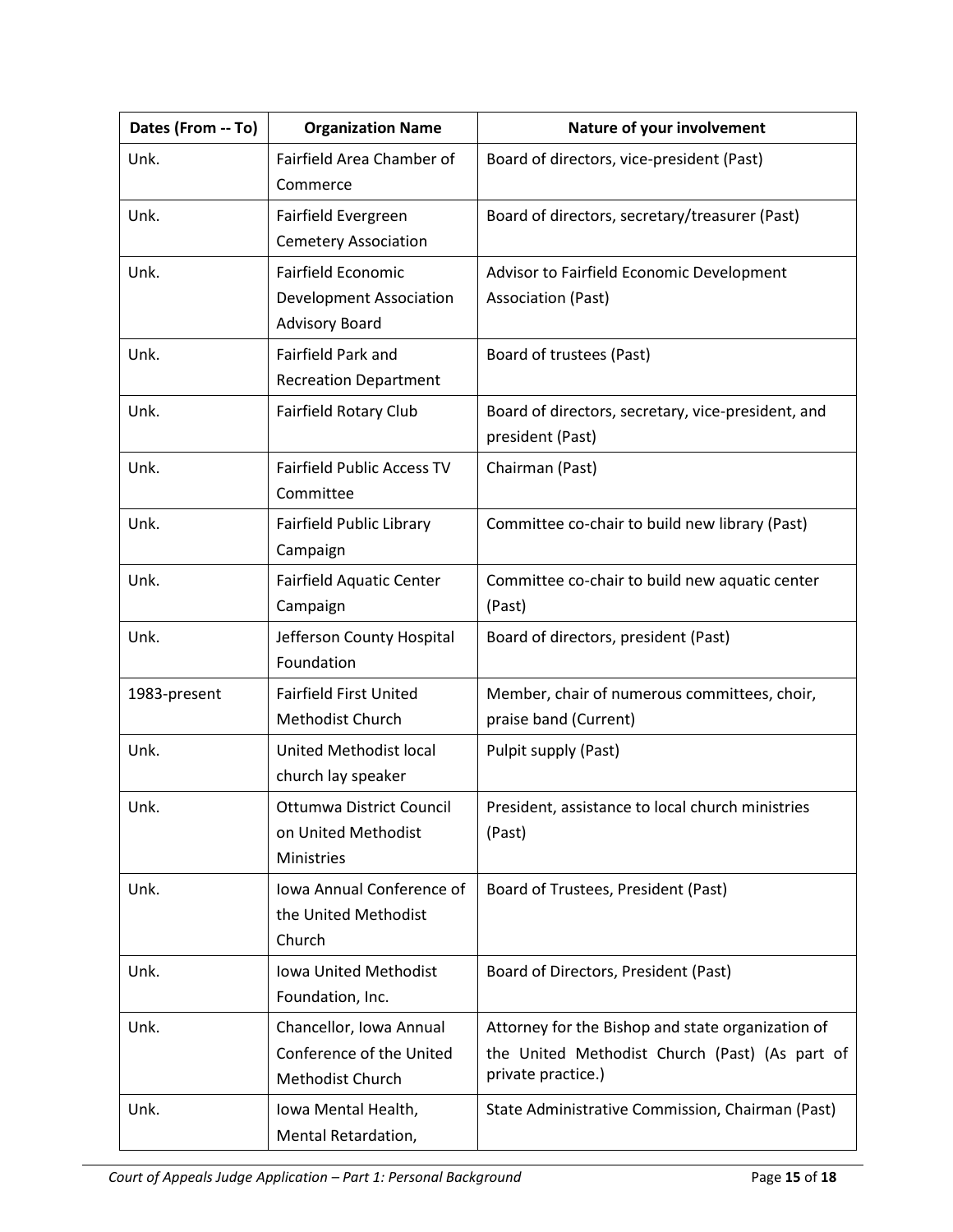| Dates (From -- To) | Organization Name | Nature of your involvement |
| --- | --- | --- |
| Unk. | Fairfield Area Chamber of Commerce | Board of directors, vice-president (Past) |
| Unk. | Fairfield Evergreen Cemetery Association | Board of directors, secretary/treasurer (Past) |
| Unk. | Fairfield Economic Development Association Advisory Board | Advisor to Fairfield Economic Development Association (Past) |
| Unk. | Fairfield Park and Recreation Department | Board of trustees (Past) |
| Unk. | Fairfield Rotary Club | Board of directors, secretary, vice-president, and president (Past) |
| Unk. | Fairfield Public Access TV Committee | Chairman (Past) |
| Unk. | Fairfield Public Library Campaign | Committee co-chair to build new library (Past) |
| Unk. | Fairfield Aquatic Center Campaign | Committee co-chair to build new aquatic center (Past) |
| Unk. | Jefferson County Hospital Foundation | Board of directors, president (Past) |
| 1983-present | Fairfield First United Methodist Church | Member, chair of numerous committees, choir, praise band (Current) |
| Unk. | United Methodist local church lay speaker | Pulpit supply (Past) |
| Unk. | Ottumwa District Council on United Methodist Ministries | President, assistance to local church ministries (Past) |
| Unk. | Iowa Annual Conference of the United Methodist Church | Board of Trustees, President (Past) |
| Unk. | Iowa United Methodist Foundation, Inc. | Board of Directors, President (Past) |
| Unk. | Chancellor, Iowa Annual Conference of the United Methodist Church | Attorney for the Bishop and state organization of the United Methodist Church (Past) (As part of private practice.) |
| Unk. | Iowa Mental Health, Mental Retardation, | State Administrative Commission, Chairman (Past) |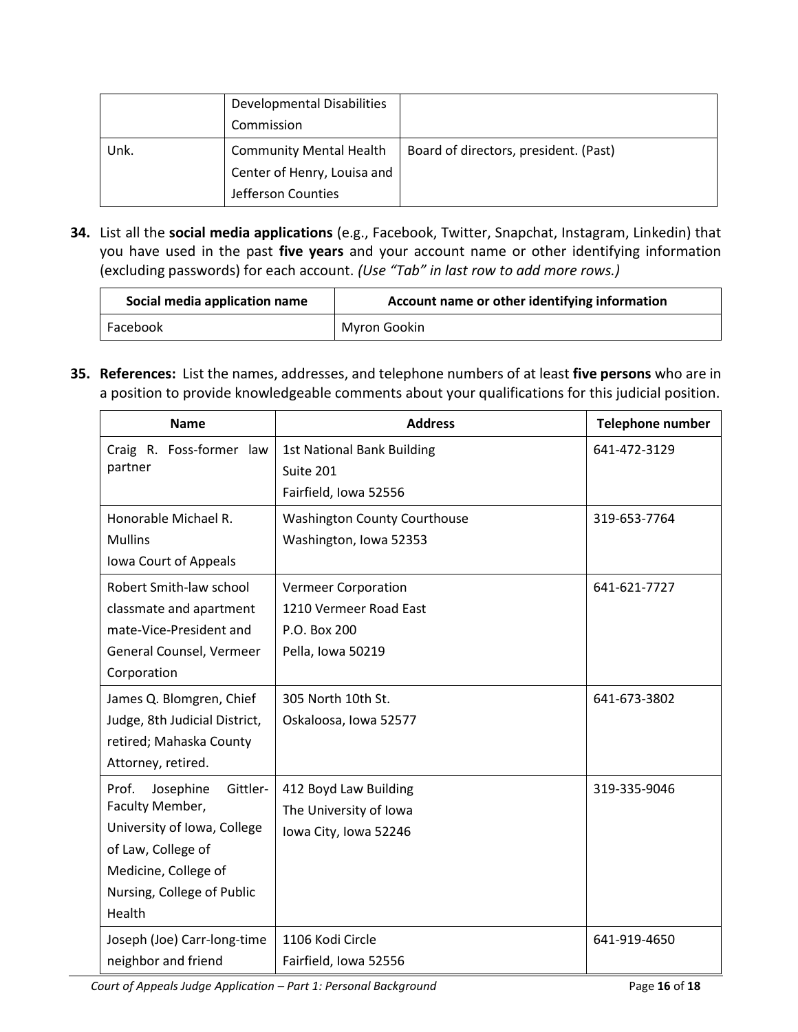| | Developmental Disabilities Commission | |
|---|---|---|
| Unk. | Community Mental Health Center of Henry, Louisa and Jefferson Counties | Board of directors, president. (Past) |

**34.** List all the **social media applications** (e.g., Facebook, Twitter, Snapchat, Instagram, Linkedin) that you have used in the past **five years** and your account name or other identifying information (excluding passwords) for each account. *(Use "Tab" in last row to add more rows.)*

| Social media application name | Account name or other identifying information |
|---|---|
| Facebook | Myron Gookin |

**35.** **References:** List the names, addresses, and telephone numbers of at least **five persons** who are in a position to provide knowledgeable comments about your qualifications for this judicial position.

| Name | Address | Telephone number |
|---|---|---|
| Craig R. Foss-former law partner | 1st National Bank Building<br>Suite 201<br>Fairfield, Iowa 52556 | 641-472-3129 |
| Honorable Michael R. Mullins<br>Iowa Court of Appeals | Washington County Courthouse<br>Washington, Iowa 52353 | 319-653-7764 |
| Robert Smith-law school classmate and apartment mate-Vice-President and General Counsel, Vermeer Corporation | Vermeer Corporation<br>1210 Vermeer Road East<br>P.O. Box 200<br>Pella, Iowa 50219 | 641-621-7727 |
| James Q. Blomgren, Chief Judge, 8th Judicial District, retired; Mahaska County Attorney, retired. | 305 North 10th St.<br>Oskaloosa, Iowa 52577 | 641-673-3802 |
| Prof. Josephine Gittler-Faculty Member, University of Iowa, College of Law, College of Medicine, College of Nursing, College of Public Health | 412 Boyd Law Building<br>The University of Iowa<br>Iowa City, Iowa 52246 | 319-335-9046 |
| Joseph (Joe) Carr-long-time neighbor and friend | 1106 Kodi Circle<br>Fairfield, Iowa 52556 | 641-919-4650 |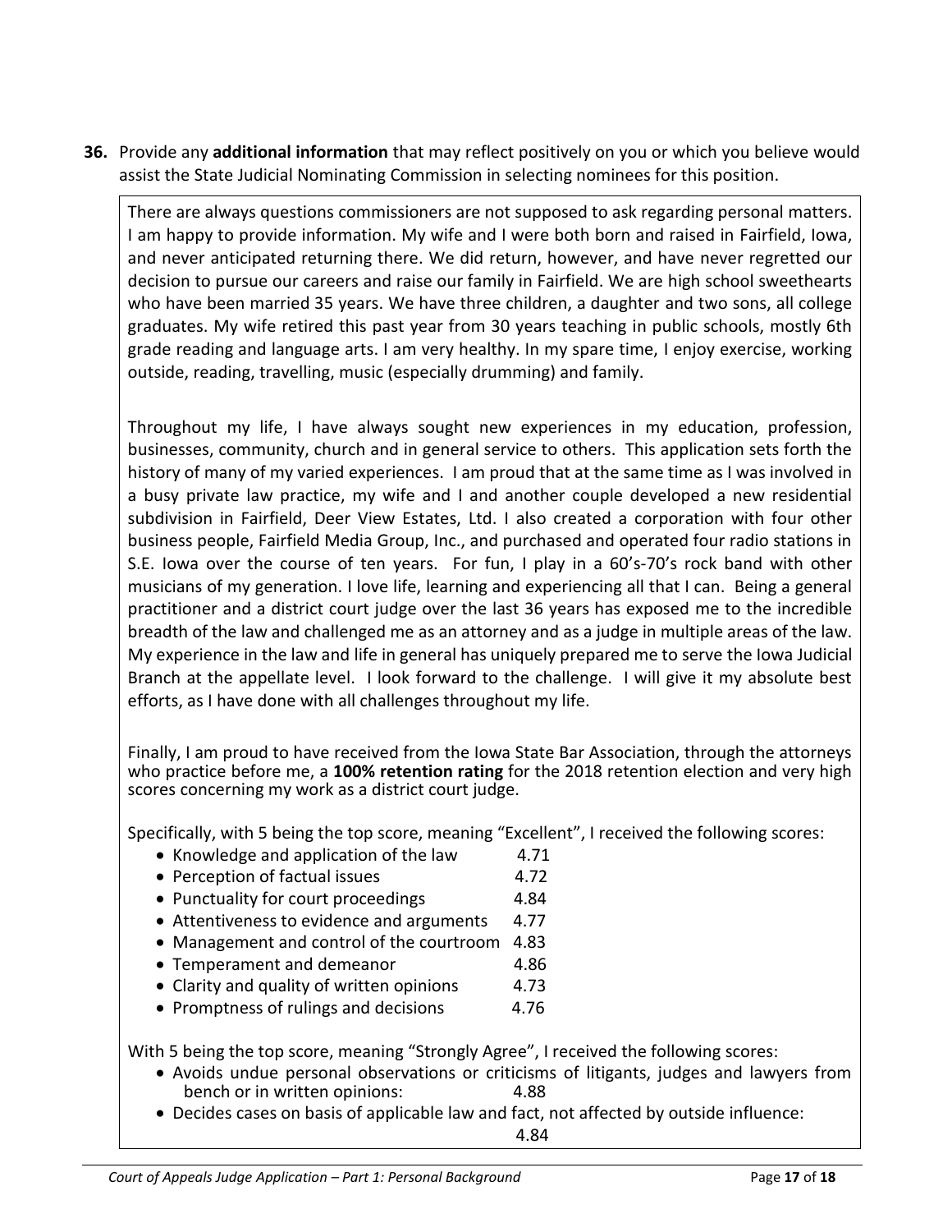**36.** Provide any **additional information** that may reflect positively on you or which you believe would assist the State Judicial Nominating Commission in selecting nominees for this position.

There are always questions commissioners are not supposed to ask regarding personal matters. I am happy to provide information. My wife and I were both born and raised in Fairfield, Iowa, and never anticipated returning there. We did return, however, and have never regretted our decision to pursue our careers and raise our family in Fairfield. We are high school sweethearts who have been married 35 years. We have three children, a daughter and two sons, all college graduates. My wife retired this past year from 30 years teaching in public schools, mostly 6th grade reading and language arts. I am very healthy. In my spare time, I enjoy exercise, working outside, reading, travelling, music (especially drumming) and family.

Throughout my life, I have always sought new experiences in my education, profession, businesses, community, church and in general service to others. This application sets forth the history of many of my varied experiences. I am proud that at the same time as I was involved in a busy private law practice, my wife and I and another couple developed a new residential subdivision in Fairfield, Deer View Estates, Ltd. I also created a corporation with four other business people, Fairfield Media Group, Inc., and purchased and operated four radio stations in S.E. Iowa over the course of ten years. For fun, I play in a 60's-70's rock band with other musicians of my generation. I love life, learning and experiencing all that I can. Being a general practitioner and a district court judge over the last 36 years has exposed me to the incredible breadth of the law and challenged me as an attorney and as a judge in multiple areas of the law. My experience in the law and life in general has uniquely prepared me to serve the Iowa Judicial Branch at the appellate level. I look forward to the challenge. I will give it my absolute best efforts, as I have done with all challenges throughout my life.

Finally, I am proud to have received from the Iowa State Bar Association, through the attorneys who practice before me, a **100% retention rating** for the 2018 retention election and very high scores concerning my work as a district court judge.

Specifically, with 5 being the top score, meaning "Excellent", I received the following scores:

- Knowledge and application of the law 4.71
- Perception of factual issues 4.72
- Punctuality for court proceedings 4.84
- Attentiveness to evidence and arguments 4.77
- Management and control of the courtroom 4.83
- Temperament and demeanor 4.86
- Clarity and quality of written opinions 4.73
- Promptness of rulings and decisions 4.76

With 5 being the top score, meaning "Strongly Agree", I received the following scores:

- Avoids undue personal observations or criticisms of litigants, judges and lawyers from bench or in written opinions: 4.88
- Decides cases on basis of applicable law and fact, not affected by outside influence: 4.84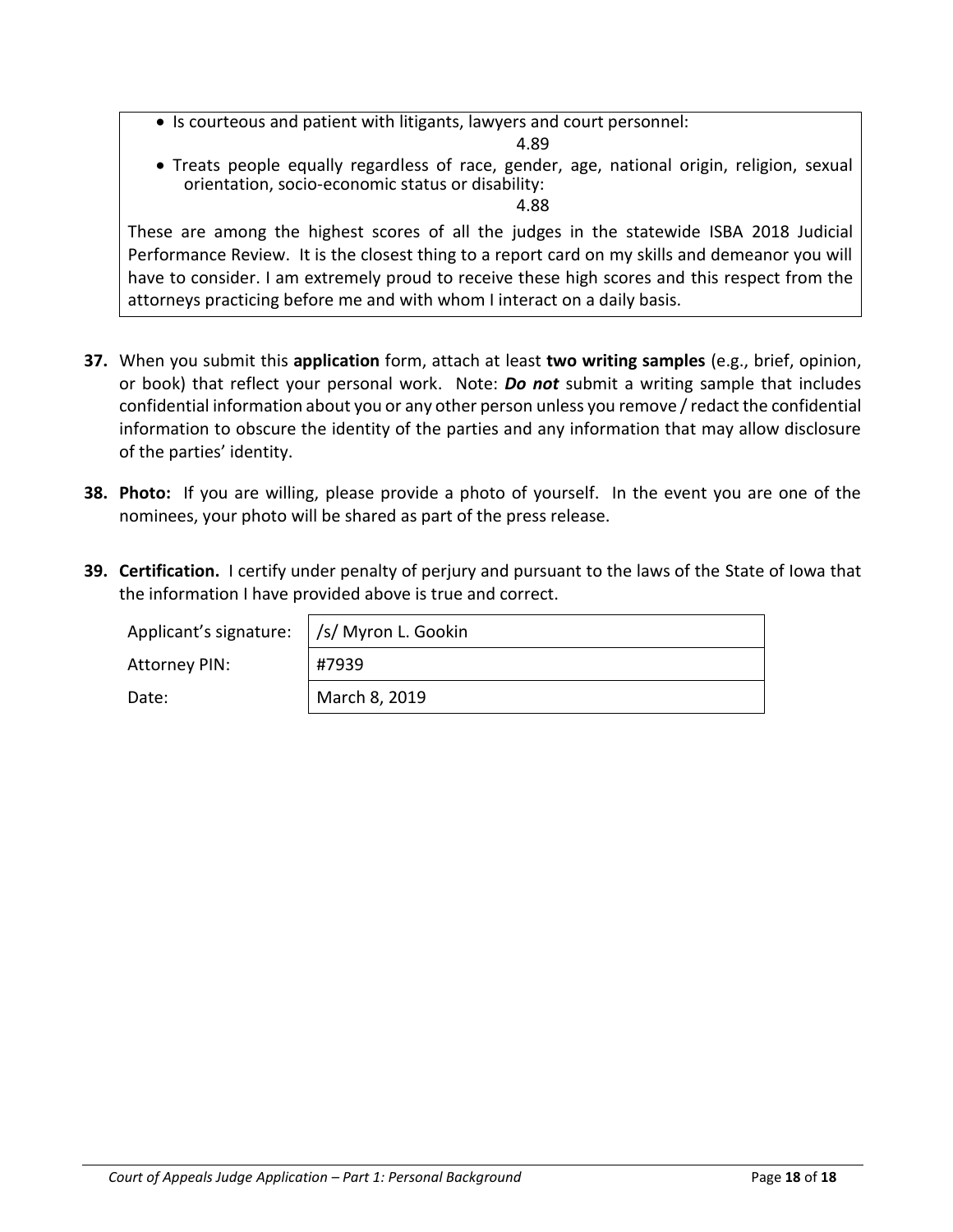- Is courteous and patient with litigants, lawyers and court personnel:

  4.89

- Treats people equally regardless of race, gender, age, national origin, religion, sexual orientation, socio-economic status or disability:

  4.88

These are among the highest scores of all the judges in the statewide ISBA 2018 Judicial Performance Review. It is the closest thing to a report card on my skills and demeanor you will have to consider. I am extremely proud to receive these high scores and this respect from the attorneys practicing before me and with whom I interact on a daily basis.

**37.** When you submit this **application** form, attach at least **two writing samples** (e.g., brief, opinion, or book) that reflect your personal work. Note: ***Do not*** submit a writing sample that includes confidential information about you or any other person unless you remove / redact the confidential information to obscure the identity of the parties and any information that may allow disclosure of the parties' identity.

**38. Photo:** If you are willing, please provide a photo of yourself. In the event you are one of the nominees, your photo will be shared as part of the press release.

**39. Certification.** I certify under penalty of perjury and pursuant to the laws of the State of Iowa that the information I have provided above is true and correct.

| | |
|---|---|
| Applicant's signature: | /s/ Myron L. Gookin |
| Attorney PIN: | #7939 |
| Date: | March 8, 2019 |